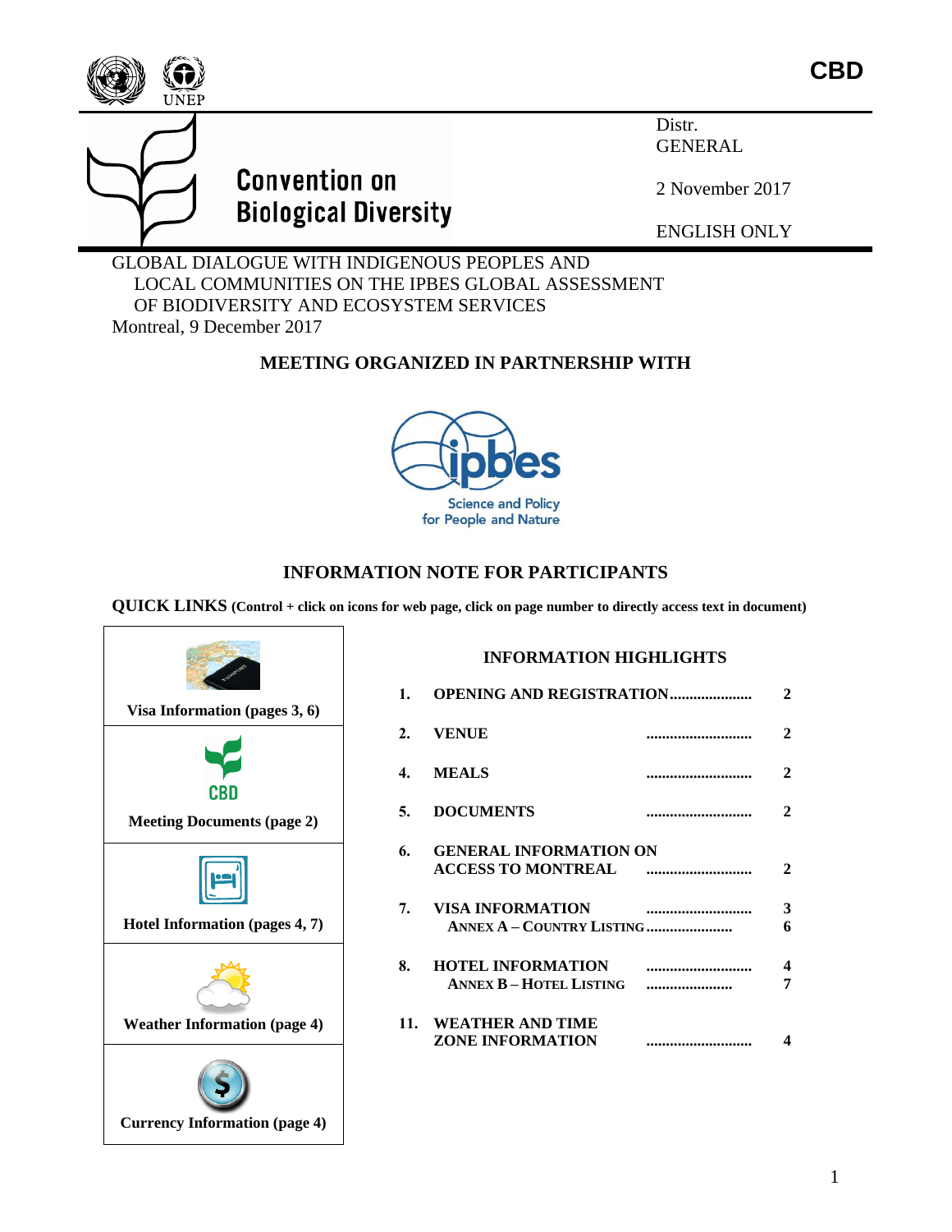CBD

Distr.
GENERAL

2 November 2017

ENGLISH ONLY

Convention on Biological Diversity

GLOBAL DIALOGUE WITH INDIGENOUS PEOPLES AND LOCAL COMMUNITIES ON THE IPBES GLOBAL ASSESSMENT OF BIODIVERSITY AND ECOSYSTEM SERVICES
Montreal, 9 December 2017

**MEETING ORGANIZED IN PARTNERSHIP WITH**

ipbes
Science and Policy for People and Nature

# INFORMATION NOTE FOR PARTICIPANTS

**QUICK LINKS (Control + click on icons for web page, click on page number to directly access text in document)**

| Quick links |
|---|
| **Visa Information (pages 3, 6)** |
| **Meeting Documents (page 2)** |
| **Hotel Information (pages 4, 7)** |
| **Weather Information (page 4)** |
| **Currency Information (page 4)** |

## INFORMATION HIGHLIGHTS

| | | |
|---|---|---|
| **1.** | **OPENING AND REGISTRATION....................** | **2** |
| **2.** | **VENUE ..........................** | **2** |
| **4.** | **MEALS ..........................** | **2** |
| **5.** | **DOCUMENTS ..........................** | **2** |
| **6.** | **GENERAL INFORMATION ON ACCESS TO MONTREAL ..........................** | **2** |
| **7.** | **VISA INFORMATION ..........................** | **3** |
| | **ANNEX A – COUNTRY LISTING.....................** | **6** |
| **8.** | **HOTEL INFORMATION ..........................** | **4** |
| | **ANNEX B – HOTEL LISTING .....................** | **7** |
| **11.** | **WEATHER AND TIME ZONE INFORMATION ..........................** | **4** |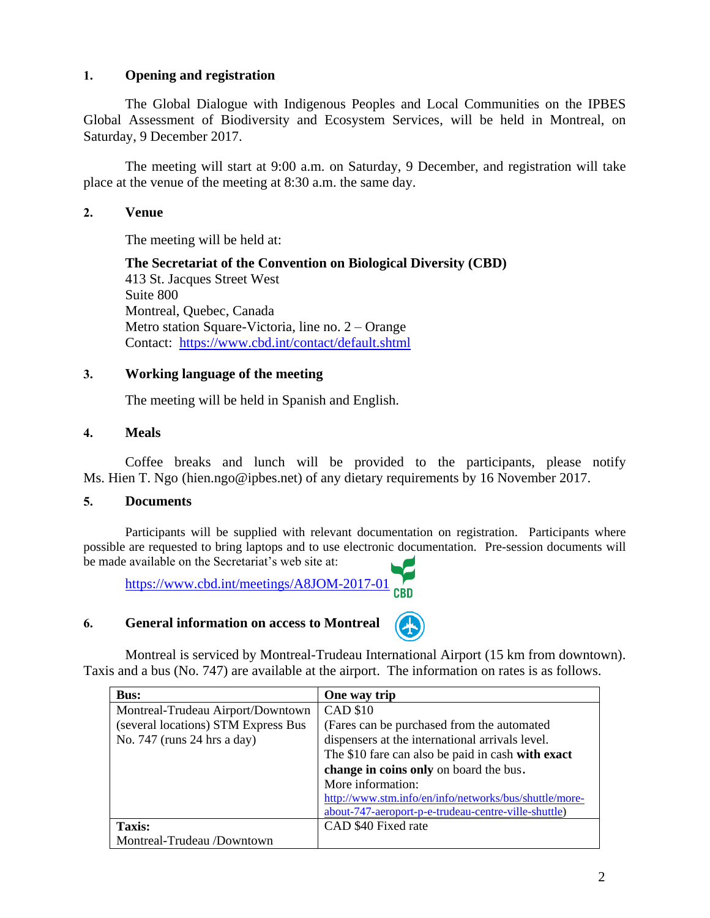## 1. Opening and registration

The Global Dialogue with Indigenous Peoples and Local Communities on the IPBES Global Assessment of Biodiversity and Ecosystem Services, will be held in Montreal, on Saturday, 9 December 2017.

The meeting will start at 9:00 a.m. on Saturday, 9 December, and registration will take place at the venue of the meeting at 8:30 a.m. the same day.

## 2. Venue

The meeting will be held at:

**The Secretariat of the Convention on Biological Diversity (CBD)**
413 St. Jacques Street West
Suite 800
Montreal, Quebec, Canada
Metro station Square-Victoria, line no. 2 – Orange
Contact: https://www.cbd.int/contact/default.shtml

## 3. Working language of the meeting

The meeting will be held in Spanish and English.

## 4. Meals

Coffee breaks and lunch will be provided to the participants, please notify Ms. Hien T. Ngo (hien.ngo@ipbes.net) of any dietary requirements by 16 November 2017.

## 5. Documents

Participants will be supplied with relevant documentation on registration. Participants where possible are requested to bring laptops and to use electronic documentation. Pre-session documents will be made available on the Secretariat's web site at:

https://www.cbd.int/meetings/A8JOM-2017-01

## 6. General information on access to Montreal

Montreal is serviced by Montreal-Trudeau International Airport (15 km from downtown). Taxis and a bus (No. 747) are available at the airport. The information on rates is as follows.

| **Bus:** | **One way trip** |
|---|---|
| Montreal-Trudeau Airport/Downtown (several locations) STM Express Bus No. 747 (runs 24 hrs a day) | CAD $10<br>(Fares can be purchased from the automated dispensers at the international arrivals level. The $10 fare can also be paid in cash **with exact change in coins only** on board the bus.<br>More information: http://www.stm.info/en/info/networks/bus/shuttle/more-about-747-aeroport-p-e-trudeau-centre-ville-shuttle) |
| **Taxis:**<br>Montreal-Trudeau /Downtown | CAD $40 Fixed rate |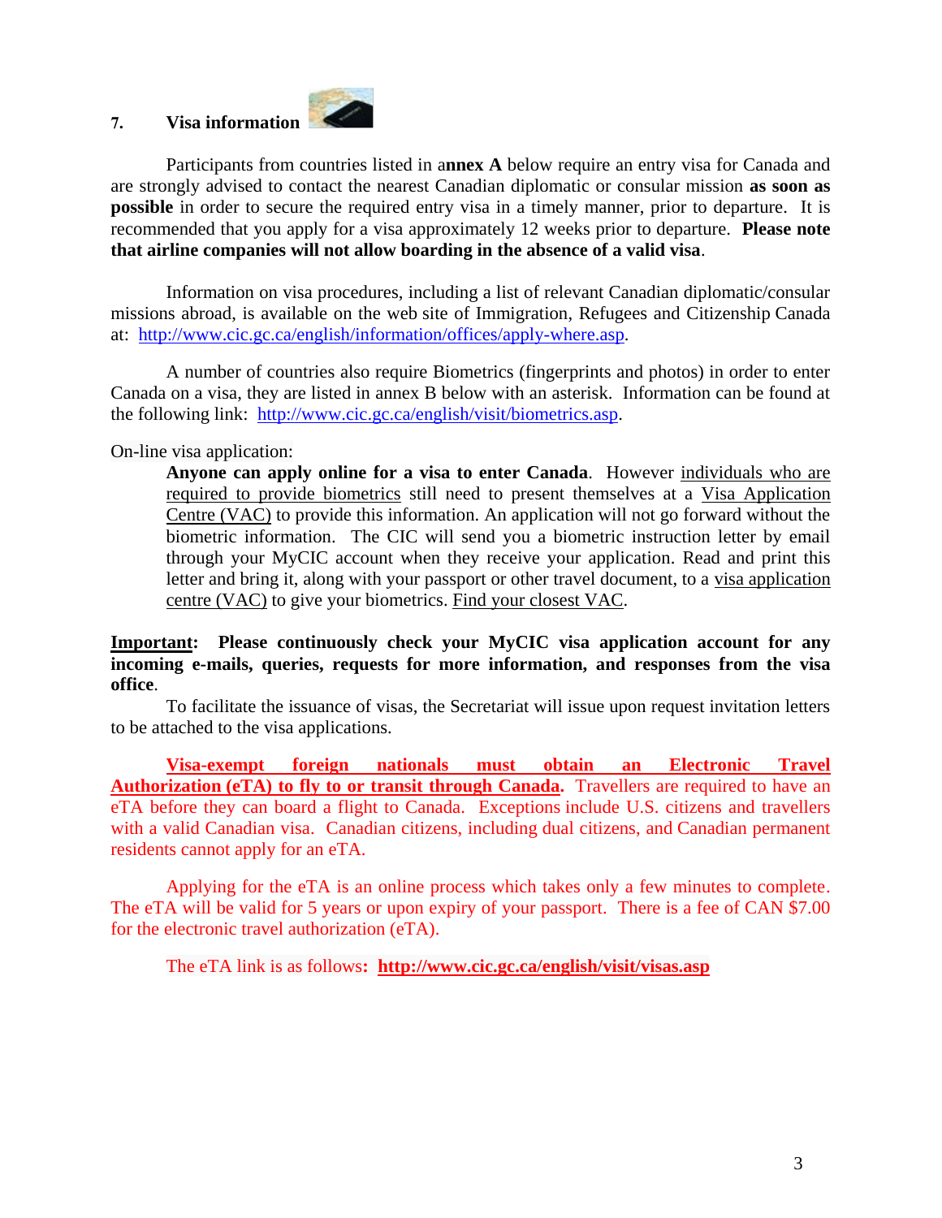## 7. Visa information

Participants from countries listed in a**nnex A** below require an entry visa for Canada and are strongly advised to contact the nearest Canadian diplomatic or consular mission **as soon as possible** in order to secure the required entry visa in a timely manner, prior to departure. It is recommended that you apply for a visa approximately 12 weeks prior to departure. **Please note that airline companies will not allow boarding in the absence of a valid visa**.

Information on visa procedures, including a list of relevant Canadian diplomatic/consular missions abroad, is available on the web site of Immigration, Refugees and Citizenship Canada at: http://www.cic.gc.ca/english/information/offices/apply-where.asp.

A number of countries also require Biometrics (fingerprints and photos) in order to enter Canada on a visa, they are listed in annex B below with an asterisk. Information can be found at the following link: http://www.cic.gc.ca/english/visit/biometrics.asp.

On-line visa application:

> **Anyone can apply online for a visa to enter Canada**. However individuals who are required to provide biometrics still need to present themselves at a Visa Application Centre (VAC) to provide this information. An application will not go forward without the biometric information. The CIC will send you a biometric instruction letter by email through your MyCIC account when they receive your application. Read and print this letter and bring it, along with your passport or other travel document, to a visa application centre (VAC) to give your biometrics. Find your closest VAC.

**Important: Please continuously check your MyCIC visa application account for any incoming e-mails, queries, requests for more information, and responses from the visa office**.

To facilitate the issuance of visas, the Secretariat will issue upon request invitation letters to be attached to the visa applications.

**Visa-exempt foreign nationals must obtain an Electronic Travel Authorization (eTA) to fly to or transit through Canada.** Travellers are required to have an eTA before they can board a flight to Canada. Exceptions include U.S. citizens and travellers with a valid Canadian visa. Canadian citizens, including dual citizens, and Canadian permanent residents cannot apply for an eTA.

Applying for the eTA is an online process which takes only a few minutes to complete. The eTA will be valid for 5 years or upon expiry of your passport. There is a fee of CAN $7.00 for the electronic travel authorization (eTA).

The eTA link is as follows**: http://www.cic.gc.ca/english/visit/visas.asp**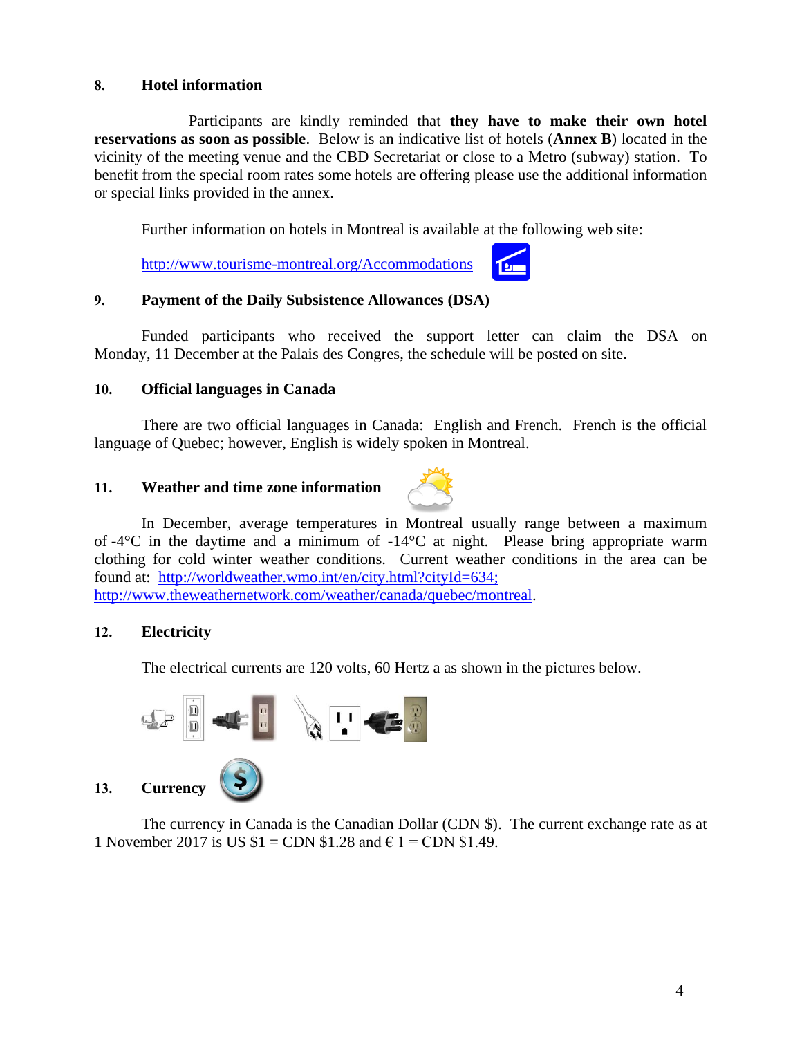## 8. Hotel information

Participants are kindly reminded that **they have to make their own hotel reservations as soon as possible**. Below is an indicative list of hotels (**Annex B**) located in the vicinity of the meeting venue and the CBD Secretariat or close to a Metro (subway) station. To benefit from the special room rates some hotels are offering please use the additional information or special links provided in the annex.

Further information on hotels in Montreal is available at the following web site:

http://www.tourisme-montreal.org/Accommodations

## 9. Payment of the Daily Subsistence Allowances (DSA)

Funded participants who received the support letter can claim the DSA on Monday, 11 December at the Palais des Congres, the schedule will be posted on site.

## 10. Official languages in Canada

There are two official languages in Canada: English and French. French is the official language of Quebec; however, English is widely spoken in Montreal.

## 11. Weather and time zone information

In December, average temperatures in Montreal usually range between a maximum of -4°C in the daytime and a minimum of -14°C at night. Please bring appropriate warm clothing for cold winter weather conditions. Current weather conditions in the area can be found at: http://worldweather.wmo.int/en/city.html?cityId=634; http://www.theweathernetwork.com/weather/canada/quebec/montreal.

## 12. Electricity

The electrical currents are 120 volts, 60 Hertz a as shown in the pictures below.

## 13. Currency

The currency in Canada is the Canadian Dollar (CDN $). The current exchange rate as at 1 November 2017 is US $1 = CDN $1.28 and € 1 = CDN $1.49.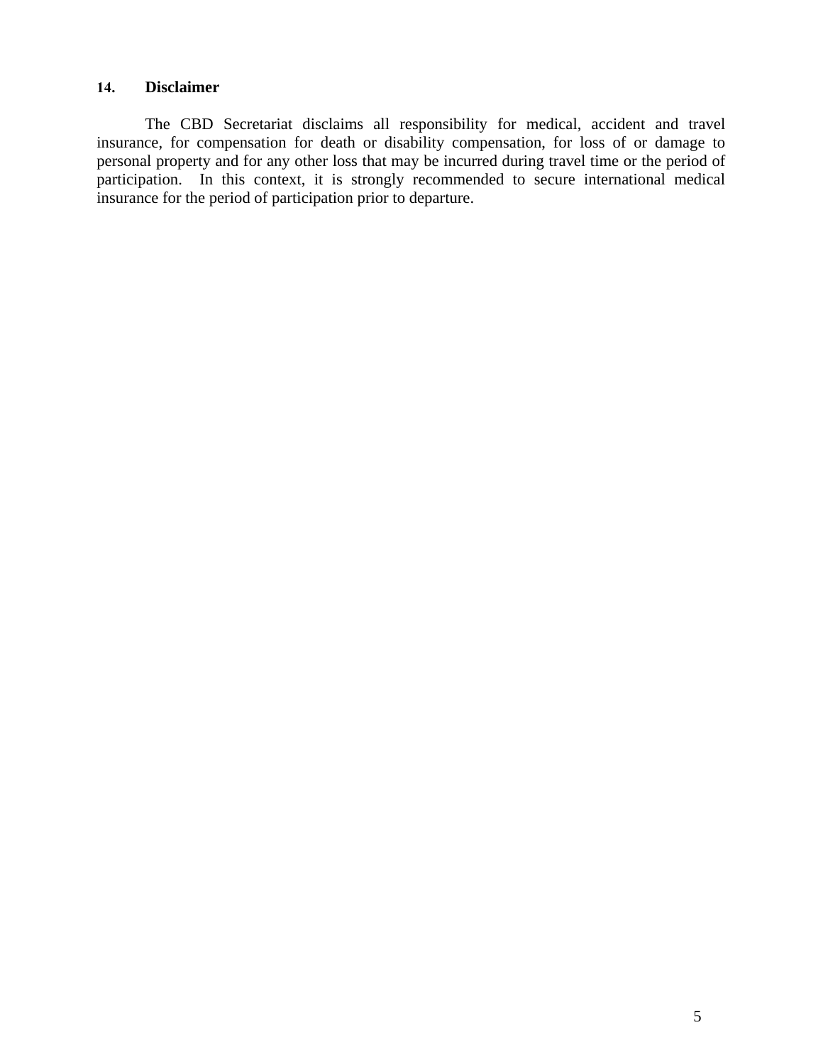## 14. Disclaimer

The CBD Secretariat disclaims all responsibility for medical, accident and travel insurance, for compensation for death or disability compensation, for loss of or damage to personal property and for any other loss that may be incurred during travel time or the period of participation. In this context, it is strongly recommended to secure international medical insurance for the period of participation prior to departure.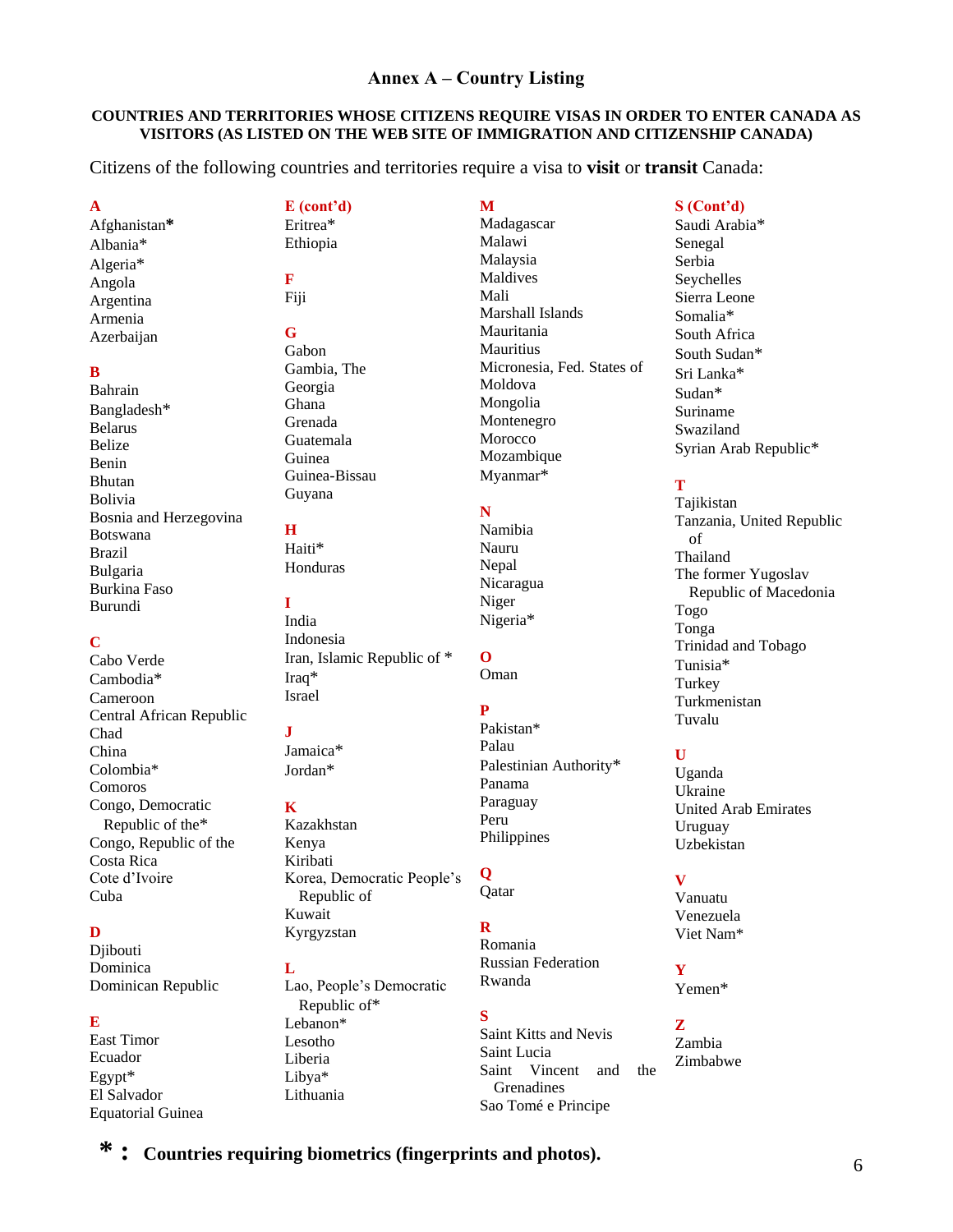## Annex A – Country Listing

**COUNTRIES AND TERRITORIES WHOSE CITIZENS REQUIRE VISAS IN ORDER TO ENTER CANADA AS VISITORS (AS LISTED ON THE WEB SITE OF IMMIGRATION AND CITIZENSHIP CANADA)**

Citizens of the following countries and territories require a visa to **visit** or **transit** Canada:

**A**
Afghanistan*
Albania*
Algeria*
Angola
Argentina
Armenia
Azerbaijan

**B**
Bahrain
Bangladesh*
Belarus
Belize
Benin
Bhutan
Bolivia
Bosnia and Herzegovina
Botswana
Brazil
Bulgaria
Burkina Faso
Burundi

**C**
Cabo Verde
Cambodia*
Cameroon
Central African Republic
Chad
China
Colombia*
Comoros
Congo, Democratic Republic of the*
Congo, Republic of the
Costa Rica
Cote d'Ivoire
Cuba

**D**
Djibouti
Dominica
Dominican Republic

**E**
East Timor
Ecuador
Egypt*
El Salvador
Equatorial Guinea

**E (cont'd)**
Eritrea*
Ethiopia

**F**
Fiji

**G**
Gabon
Gambia, The
Georgia
Ghana
Grenada
Guatemala
Guinea
Guinea-Bissau
Guyana

**H**
Haiti*
Honduras

**I**
India
Indonesia
Iran, Islamic Republic of *
Iraq*
Israel

**J**
Jamaica*
Jordan*

**K**
Kazakhstan
Kenya
Kiribati
Korea, Democratic People's Republic of
Kuwait
Kyrgyzstan

**L**
Lao, People's Democratic Republic of*
Lebanon*
Lesotho
Liberia
Libya*
Lithuania

**M**
Madagascar
Malawi
Malaysia
Maldives
Mali
Marshall Islands
Mauritania
Mauritius
Micronesia, Fed. States of
Moldova
Mongolia
Montenegro
Morocco
Mozambique
Myanmar*

**N**
Namibia
Nauru
Nepal
Nicaragua
Niger
Nigeria*

**O**
Oman

**P**
Pakistan*
Palau
Palestinian Authority*
Panama
Paraguay
Peru
Philippines

**Q**
Qatar

**R**
Romania
Russian Federation
Rwanda

**S**
Saint Kitts and Nevis
Saint Lucia
Saint Vincent and the Grenadines
Sao Tomé e Principe

**S (Cont'd)**
Saudi Arabia*
Senegal
Serbia
Seychelles
Sierra Leone
Somalia*
South Africa
South Sudan*
Sri Lanka*
Sudan*
Suriname
Swaziland
Syrian Arab Republic*

**T**
Tajikistan
Tanzania, United Republic of
Thailand
The former Yugoslav Republic of Macedonia
Togo
Tonga
Trinidad and Tobago
Tunisia*
Turkey
Turkmenistan
Tuvalu

**U**
Uganda
Ukraine
United Arab Emirates
Uruguay
Uzbekistan

**V**
Vanuatu
Venezuela
Viet Nam*

**Y**
Yemen*

**Z**
Zambia
Zimbabwe

**\* : Countries requiring biometrics (fingerprints and photos).**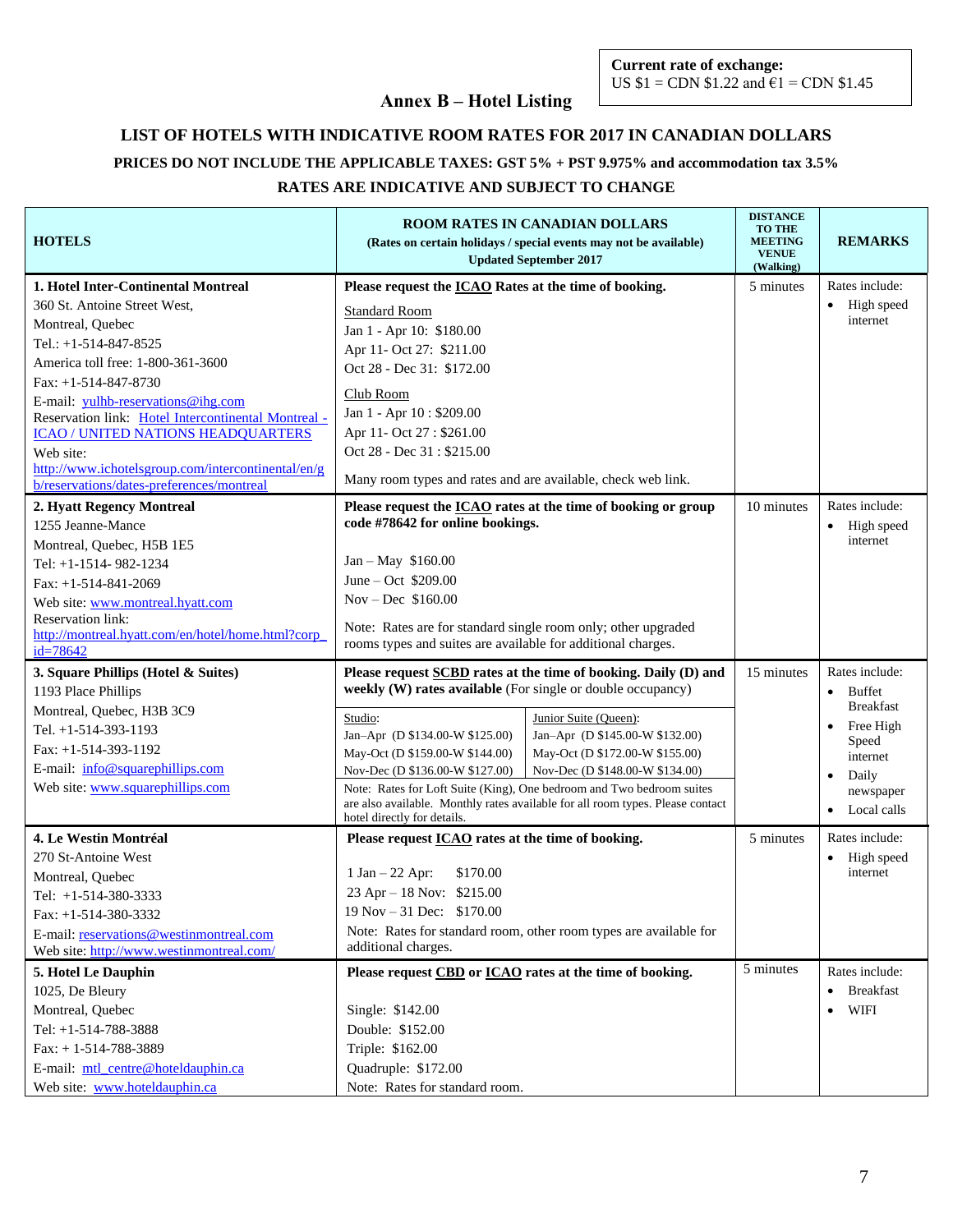**Current rate of exchange:**
US $1 = CDN $1.22 and €1 = CDN $1.45

# Annex B – Hotel Listing

## LIST OF HOTELS WITH INDICATIVE ROOM RATES FOR 2017 IN CANADIAN DOLLARS

### PRICES DO NOT INCLUDE THE APPLICABLE TAXES: GST 5% + PST 9.975% and accommodation tax 3.5%

### RATES ARE INDICATIVE AND SUBJECT TO CHANGE

| HOTELS | ROOM RATES IN CANADIAN DOLLARS (Rates on certain holidays / special events may not be available) Updated September 2017 | DISTANCE TO THE MEETING VENUE (Walking) | REMARKS |
|---|---|---|---|
| **1. Hotel Inter-Continental Montreal**<br>360 St. Antoine Street West,<br>Montreal, Quebec<br>Tel.: +1-514-847-8525<br>America toll free: 1-800-361-3600<br>Fax: +1-514-847-8730<br>E-mail: yulhb-reservations@ihg.com<br>Reservation link: Hotel Intercontinental Montreal - ICAO / UNITED NATIONS HEADQUARTERS<br>Web site: http://www.ichotelsgroup.com/intercontinental/en/gb/reservations/dates-preferences/montreal | **Please request the ICAO Rates at the time of booking.**<br>Standard Room<br>Jan 1 - Apr 10: $180.00<br>Apr 11- Oct 27: $211.00<br>Oct 28 - Dec 31: $172.00<br>Club Room<br>Jan 1 - Apr 10 : $209.00<br>Apr 11- Oct 27 : $261.00<br>Oct 28 - Dec 31 : $215.00<br>Many room types and rates and are available, check web link. | 5 minutes | Rates include:<br>• High speed internet |
| **2. Hyatt Regency Montreal**<br>1255 Jeanne-Mance<br>Montreal, Quebec, H5B 1E5<br>Tel: +1-1514- 982-1234<br>Fax: +1-514-841-2069<br>Web site: www.montreal.hyatt.com<br>Reservation link: http://montreal.hyatt.com/en/hotel/home.html?corp_id=78642 | **Please request the ICAO rates at the time of booking or group code #78642 for online bookings.**<br>Jan – May $160.00<br>June – Oct $209.00<br>Nov – Dec $160.00<br>Note: Rates are for standard single room only; other upgraded rooms types and suites are available for additional charges. | 10 minutes | Rates include:<br>• High speed internet |
| **3. Square Phillips (Hotel & Suites)**<br>1193 Place Phillips<br>Montreal, Quebec, H3B 3C9<br>Tel. +1-514-393-1193<br>Fax: +1-514-393-1192<br>E-mail: info@squarephillips.com<br>Web site: www.squarephillips.com | **Please request SCBD rates at the time of booking. Daily (D) and weekly (W) rates available** (For single or double occupancy)<br>Studio:<br>Jan–Apr (D $134.00-W $125.00)<br>May-Oct (D $159.00-W $144.00)<br>Nov-Dec (D $136.00-W $127.00)<br>Junior Suite (Queen):<br>Jan–Apr (D $145.00-W $132.00)<br>May-Oct (D $172.00-W $155.00)<br>Nov-Dec (D $148.00-W $134.00)<br>Note: Rates for Loft Suite (King), One bedroom and Two bedroom suites are also available. Monthly rates available for all room types. Please contact hotel directly for details. | 15 minutes | Rates include:<br>• Buffet Breakfast<br>• Free High Speed internet<br>• Daily newspaper<br>• Local calls |
| **4. Le Westin Montréal**<br>270 St-Antoine West<br>Montreal, Quebec<br>Tel: +1-514-380-3333<br>Fax: +1-514-380-3332<br>E-mail: reservations@westinmontreal.com<br>Web site: http://www.westinmontreal.com/ | **Please request ICAO rates at the time of booking.**<br>1 Jan – 22 Apr: $170.00<br>23 Apr – 18 Nov: $215.00<br>19 Nov – 31 Dec: $170.00<br>Note: Rates for standard room, other room types are available for additional charges. | 5 minutes | Rates include:<br>• High speed internet |
| **5. Hotel Le Dauphin**<br>1025, De Bleury<br>Montreal, Quebec<br>Tel: +1-514-788-3888<br>Fax: + 1-514-788-3889<br>E-mail: mtl_centre@hoteldauphin.ca<br>Web site: www.hoteldauphin.ca | **Please request CBD or ICAO rates at the time of booking.**<br>Single: $142.00<br>Double: $152.00<br>Triple: $162.00<br>Quadruple: $172.00<br>Note: Rates for standard room. | 5 minutes | Rates include:<br>• Breakfast<br>• WIFI |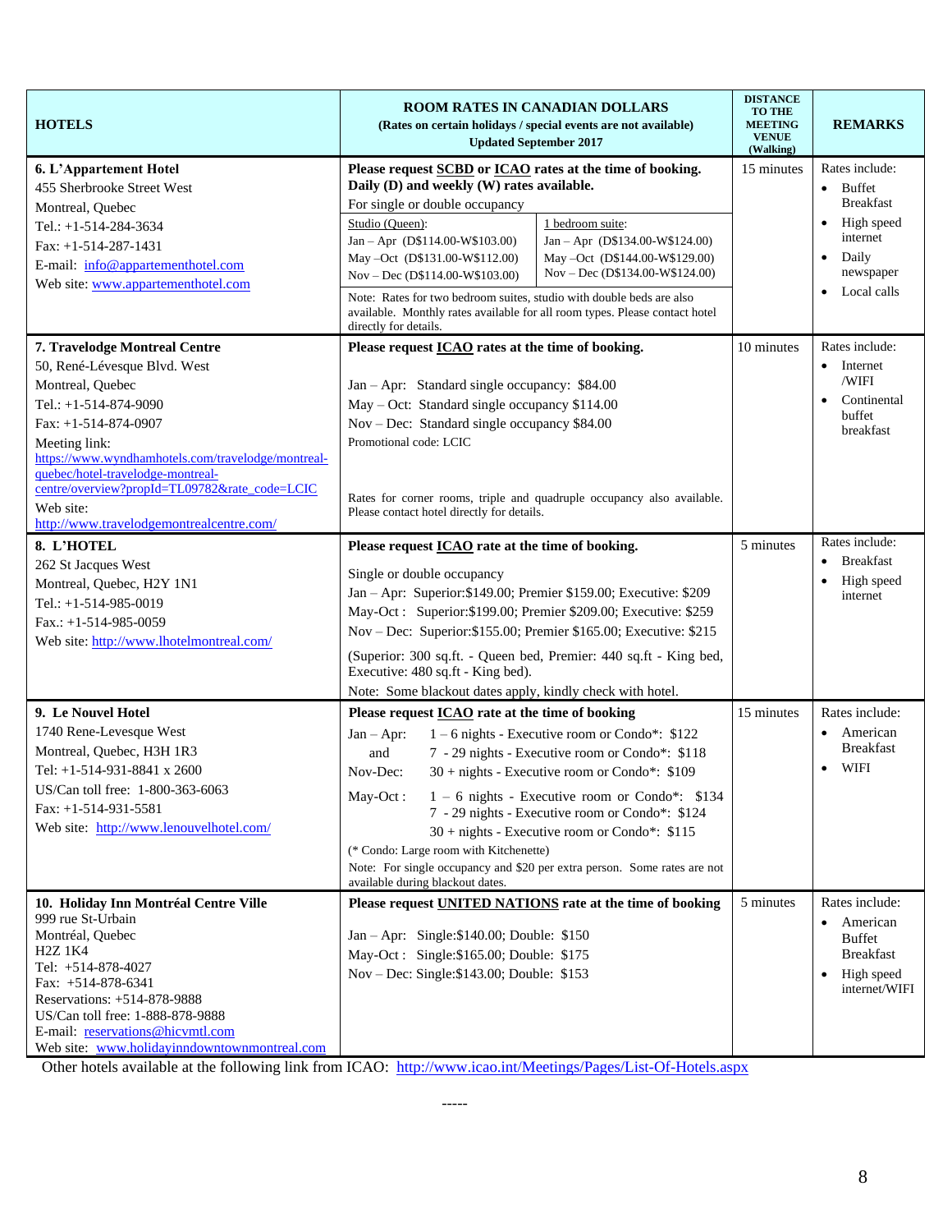| HOTELS | ROOM RATES IN CANADIAN DOLLARS<br>(Rates on certain holidays / special events are not available)<br>Updated September 2017 | DISTANCE TO THE MEETING VENUE (Walking) | REMARKS |
|---|---|---|---|
| **6. L'Appartement Hotel**<br>455 Sherbrooke Street West<br>Montreal, Quebec<br>Tel.: +1-514-284-3634<br>Fax: +1-514-287-1431<br>E-mail: info@appartementhotel.com<br>Web site: www.appartementhotel.com | **Please request SCBD or ICAO rates at the time of booking.**<br>**Daily (D) and weekly (W) rates available.**<br>For single or double occupancy<br>Studio (Queen):<br>Jan – Apr (D$114.00-W$103.00)<br>May –Oct (D$131.00-W$112.00)<br>Nov – Dec (D$114.00-W$103.00)<br>1 bedroom suite:<br>Jan – Apr (D$134.00-W$124.00)<br>May –Oct (D$144.00-W$129.00)<br>Nov – Dec (D$134.00-W$124.00)<br>Note: Rates for two bedroom suites, studio with double beds are also available. Monthly rates available for all room types. Please contact hotel directly for details. | 15 minutes | Rates include:<br>• Buffet Breakfast<br>• High speed internet<br>• Daily newspaper<br>• Local calls |
| **7. Travelodge Montreal Centre**<br>50, René-Lévesque Blvd. West<br>Montreal, Quebec<br>Tel.: +1-514-874-9090<br>Fax: +1-514-874-0907<br>Meeting link: https://www.wyndhamhotels.com/travelodge/montreal-quebec/hotel-travelodge-montreal-centre/overview?propId=TL09782&rate_code=LCIC<br>Web site: http://www.travelodgemontrealcentre.com/ | **Please request ICAO rates at the time of booking.**<br>Jan – Apr: Standard single occupancy: $84.00<br>May – Oct: Standard single occupancy $114.00<br>Nov – Dec: Standard single occupancy $84.00<br>Promotional code: LCIC<br>Rates for corner rooms, triple and quadruple occupancy also available. Please contact hotel directly for details. | 10 minutes | Rates include:<br>• Internet /WIFI<br>• Continental buffet breakfast |
| **8. L'HOTEL**<br>262 St Jacques West<br>Montreal, Quebec, H2Y 1N1<br>Tel.: +1-514-985-0019<br>Fax.: +1-514-985-0059<br>Web site: http://www.lhotelmontreal.com/ | **Please request ICAO rate at the time of booking.**<br>Single or double occupancy<br>Jan – Apr: Superior:$149.00; Premier $159.00; Executive: $209<br>May-Oct : Superior:$199.00; Premier $209.00; Executive: $259<br>Nov – Dec: Superior:$155.00; Premier $165.00; Executive: $215<br>(Superior: 300 sq.ft. - Queen bed, Premier: 440 sq.ft - King bed, Executive: 480 sq.ft - King bed).<br>Note: Some blackout dates apply, kindly check with hotel. | 5 minutes | Rates include:<br>• Breakfast<br>• High speed internet |
| **9. Le Nouvel Hotel**<br>1740 Rene-Levesque West<br>Montreal, Quebec, H3H 1R3<br>Tel: +1-514-931-8841 x 2600<br>US/Can toll free: 1-800-363-6063<br>Fax: +1-514-931-5581<br>Web site: http://www.lenouvelhotel.com/ | **Please request ICAO rate at the time of booking**<br>Jan – Apr: and Nov-Dec:<br>1 – 6 nights - Executive room or Condo*: $122<br>7 - 29 nights - Executive room or Condo*: $118<br>30 + nights - Executive room or Condo*: $109<br>May-Oct :<br>1 – 6 nights - Executive room or Condo*: $134<br>7 - 29 nights - Executive room or Condo*: $124<br>30 + nights - Executive room or Condo*: $115<br>(* Condo: Large room with Kitchenette)<br>Note: For single occupancy and $20 per extra person. Some rates are not available during blackout dates. | 15 minutes | Rates include:<br>• American Breakfast<br>• WIFI |
| **10. Holiday Inn Montréal Centre Ville**<br>999 rue St-Urbain<br>Montréal, Quebec<br>H2Z 1K4<br>Tel: +514-878-4027<br>Fax: +514-878-6341<br>Reservations: +514-878-9888<br>US/Can toll free: 1-888-878-9888<br>E-mail: reservations@hicvmtl.com<br>Web site: www.holidayinndowntownmontreal.com | **Please request UNITED NATIONS rate at the time of booking**<br>Jan – Apr: Single:$140.00; Double: $150<br>May-Oct : Single:$165.00; Double: $175<br>Nov – Dec: Single:$143.00; Double: $153 | 5 minutes | Rates include:<br>• American Buffet Breakfast<br>• High speed internet/WIFI |

Other hotels available at the following link from ICAO: http://www.icao.int/Meetings/Pages/List-Of-Hotels.aspx

-----